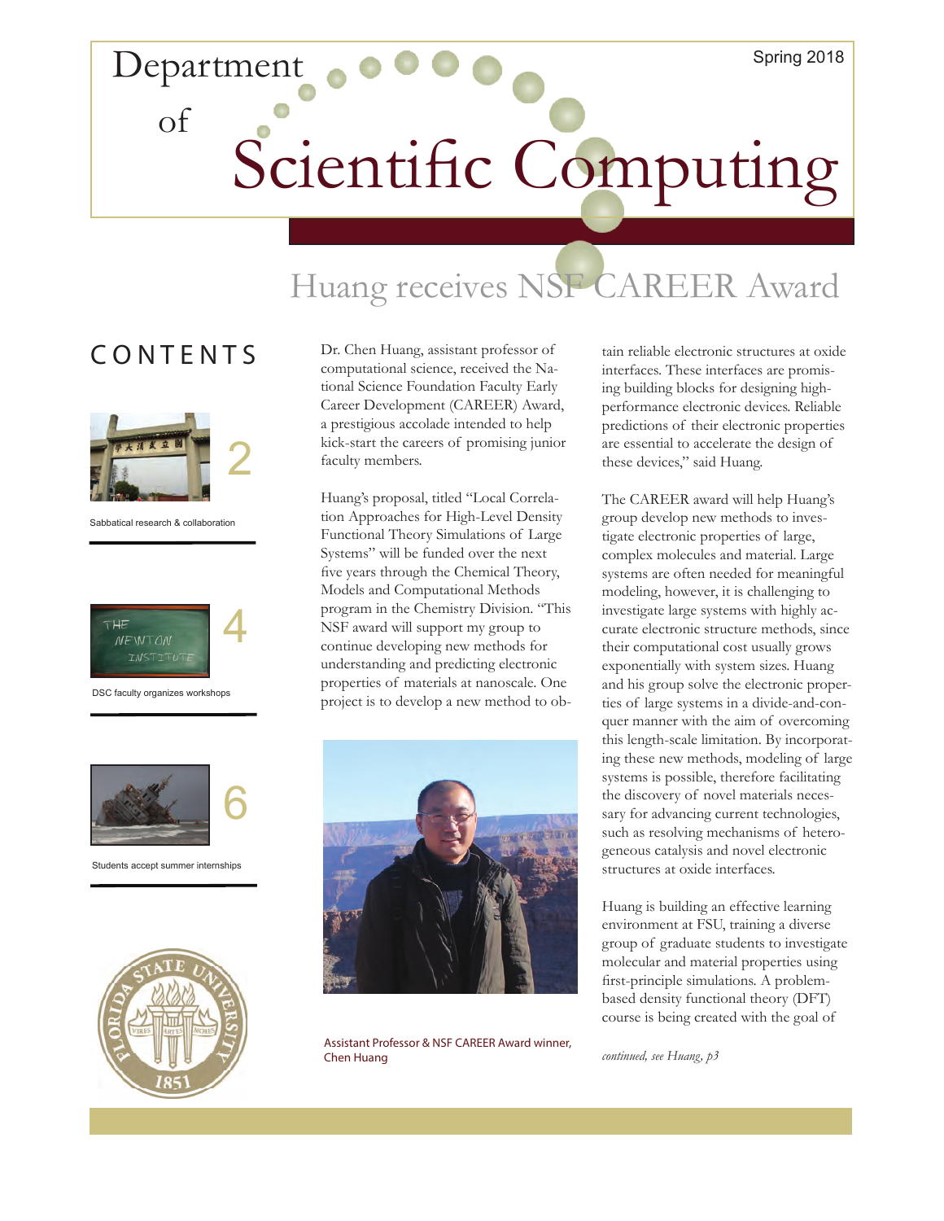# Department of Scientific Computing

Spring 2018

## CONTENTS

2 — Sabbatical research & collaboration

4 — DSC faculty organizes workshops

6 — Students accept summer internships

## Huang receives NSF CAREER Award

Dr. Chen Huang, assistant professor of computational science, received the National Science Foundation Faculty Early Career Development (CAREER) Award, a prestigious accolade intended to help kick-start the careers of promising junior faculty members.

Huang's proposal, titled "Local Correlation Approaches for High-Level Density Functional Theory Simulations of Large Systems" will be funded over the next five years through the Chemical Theory, Models and Computational Methods program in the Chemistry Division. "This NSF award will support my group to continue developing new methods for understanding and predicting electronic properties of materials at nanoscale. One project is to develop a new method to obtain reliable electronic structures at oxide interfaces. These interfaces are promising building blocks for designing high-performance electronic devices. Reliable predictions of their electronic properties are essential to accelerate the design of these devices," said Huang.

Assistant Professor & NSF CAREER Award winner, Chen Huang

The CAREER award will help Huang's group develop new methods to investigate electronic properties of large, complex molecules and material. Large systems are often needed for meaningful modeling, however, it is challenging to investigate large systems with highly accurate electronic structure methods, since their computational cost usually grows exponentially with system sizes. Huang and his group solve the electronic properties of large systems in a divide-and-conquer manner with the aim of overcoming this length-scale limitation. By incorporating these new methods, modeling of large systems is possible, therefore facilitating the discovery of novel materials necessary for advancing current technologies, such as resolving mechanisms of heterogeneous catalysis and novel electronic structures at oxide interfaces.

Huang is building an effective learning environment at FSU, training a diverse group of graduate students to investigate molecular and material properties using first-principle simulations. A problem-based density functional theory (DFT) course is being created with the goal of

*continued, see Huang, p3*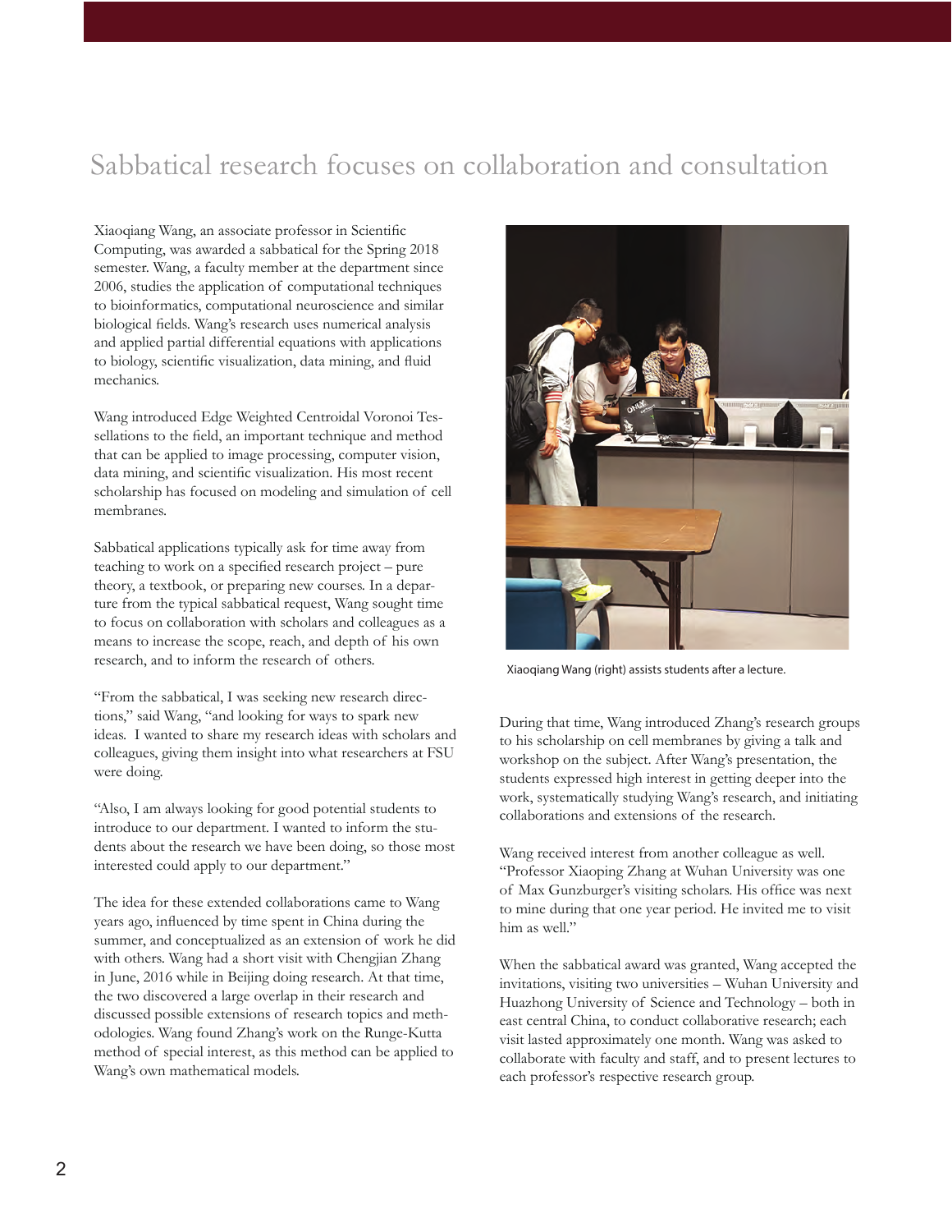# Sabbatical research focuses on collaboration and consultation

Xiaoqiang Wang, an associate professor in Scientific Computing, was awarded a sabbatical for the Spring 2018 semester. Wang, a faculty member at the department since 2006, studies the application of computational techniques to bioinformatics, computational neuroscience and similar biological fields. Wang's research uses numerical analysis and applied partial differential equations with applications to biology, scientific visualization, data mining, and fluid mechanics.

Wang introduced Edge Weighted Centroidal Voronoi Tessellations to the field, an important technique and method that can be applied to image processing, computer vision, data mining, and scientific visualization. His most recent scholarship has focused on modeling and simulation of cell membranes.

Sabbatical applications typically ask for time away from teaching to work on a specified research project – pure theory, a textbook, or preparing new courses. In a departure from the typical sabbatical request, Wang sought time to focus on collaboration with scholars and colleagues as a means to increase the scope, reach, and depth of his own research, and to inform the research of others.

"From the sabbatical, I was seeking new research directions," said Wang, "and looking for ways to spark new ideas. I wanted to share my research ideas with scholars and colleagues, giving them insight into what researchers at FSU were doing.

"Also, I am always looking for good potential students to introduce to our department. I wanted to inform the students about the research we have been doing, so those most interested could apply to our department."

The idea for these extended collaborations came to Wang years ago, influenced by time spent in China during the summer, and conceptualized as an extension of work he did with others. Wang had a short visit with Chengjian Zhang in June, 2016 while in Beijing doing research. At that time, the two discovered a large overlap in their research and discussed possible extensions of research topics and methodologies. Wang found Zhang's work on the Runge-Kutta method of special interest, as this method can be applied to Wang's own mathematical models.

Xiaoqiang Wang (right) assists students after a lecture.

During that time, Wang introduced Zhang's research groups to his scholarship on cell membranes by giving a talk and workshop on the subject. After Wang's presentation, the students expressed high interest in getting deeper into the work, systematically studying Wang's research, and initiating collaborations and extensions of the research.

Wang received interest from another colleague as well. "Professor Xiaoping Zhang at Wuhan University was one of Max Gunzburger's visiting scholars. His office was next to mine during that one year period. He invited me to visit him as well."

When the sabbatical award was granted, Wang accepted the invitations, visiting two universities – Wuhan University and Huazhong University of Science and Technology – both in east central China, to conduct collaborative research; each visit lasted approximately one month. Wang was asked to collaborate with faculty and staff, and to present lectures to each professor's respective research group.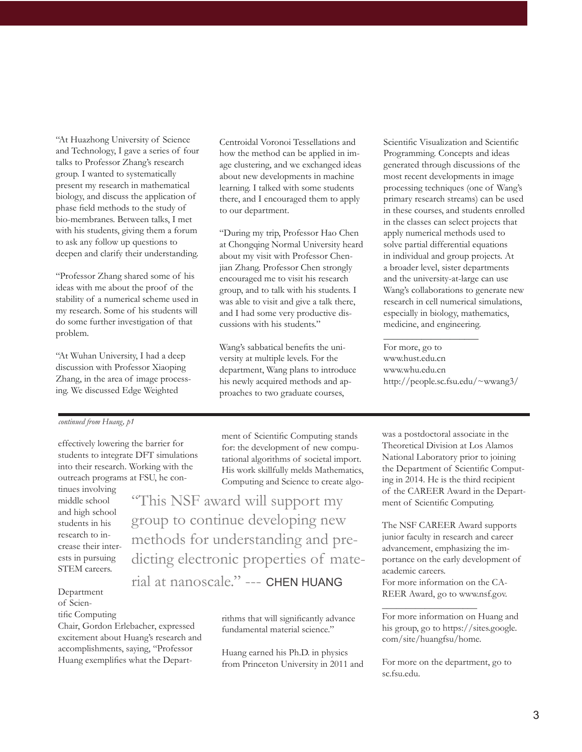"At Huazhong University of Science and Technology, I gave a series of four talks to Professor Zhang's research group. I wanted to systematically present my research in mathematical biology, and discuss the application of phase field methods to the study of bio-membranes. Between talks, I met with his students, giving them a forum to ask any follow up questions to deepen and clarify their understanding.

"Professor Zhang shared some of his ideas with me about the proof of the stability of a numerical scheme used in my research. Some of his students will do some further investigation of that problem.

"At Wuhan University, I had a deep discussion with Professor Xiaoping Zhang, in the area of image processing. We discussed Edge Weighted Centroidal Voronoi Tessellations and how the method can be applied in image clustering, and we exchanged ideas about new developments in machine learning. I talked with some students there, and I encouraged them to apply to our department.

"During my trip, Professor Hao Chen at Chongqing Normal University heard about my visit with Professor Chenjian Zhang. Professor Chen strongly encouraged me to visit his research group, and to talk with his students. I was able to visit and give a talk there, and I had some very productive discussions with his students."

Wang's sabbatical benefits the university at multiple levels. For the department, Wang plans to introduce his newly acquired methods and approaches to two graduate courses, Scientific Visualization and Scientific Programming. Concepts and ideas generated through discussions of the most recent developments in image processing techniques (one of Wang's primary research streams) can be used in these courses, and students enrolled in the classes can select projects that apply numerical methods used to solve partial differential equations in individual and group projects. At a broader level, sister departments and the university-at-large can use Wang's collaborations to generate new research in cell numerical simulations, especially in biology, mathematics, medicine, and engineering.

---

For more, go to
www.hust.edu.cn
www.whu.edu.cn
http://people.sc.fsu.edu/~wwang3/

---

*continued from Huang, p1*

effectively lowering the barrier for students to integrate DFT simulations into their research. Working with the outreach programs at FSU, he continues involving middle school and high school students in his research to increase their interests in pursuing STEM careers.

> "This NSF award will support my group to continue developing new methods for understanding and predicting electronic properties of material at nanoscale." --- CHEN HUANG

Department of Scientific Computing Chair, Gordon Erlebacher, expressed excitement about Huang's research and accomplishments, saying, "Professor Huang exemplifies what the Department of Scientific Computing stands for: the development of new computational algorithms of societal import. His work skillfully melds Mathematics, Computing and Science to create algorithms that will significantly advance fundamental material science."

Huang earned his Ph.D. in physics from Princeton University in 2011 and was a postdoctoral associate in the Theoretical Division at Los Alamos National Laboratory prior to joining the Department of Scientific Computing in 2014. He is the third recipient of the CAREER Award in the Department of Scientific Computing.

The NSF CAREER Award supports junior faculty in research and career advancement, emphasizing the importance on the early development of academic careers.
For more information on the CAREER Award, go to www.nsf.gov.

---

For more information on Huang and his group, go to https://sites.google.com/site/huangfsu/home.

For more on the department, go to sc.fsu.edu.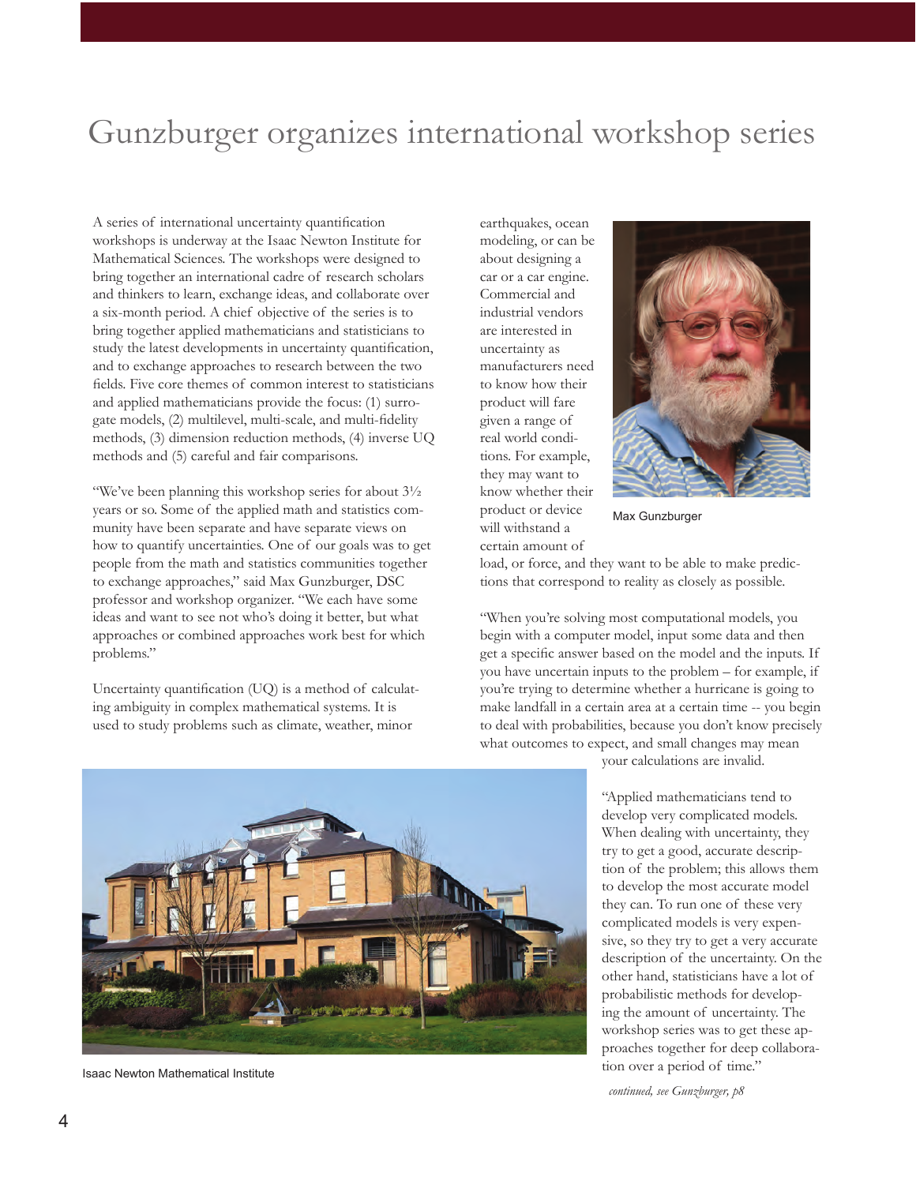# Gunzburger organizes international workshop series

A series of international uncertainty quantification workshops is underway at the Isaac Newton Institute for Mathematical Sciences. The workshops were designed to bring together an international cadre of research scholars and thinkers to learn, exchange ideas, and collaborate over a six-month period. A chief objective of the series is to bring together applied mathematicians and statisticians to study the latest developments in uncertainty quantification, and to exchange approaches to research between the two fields. Five core themes of common interest to statisticians and applied mathematicians provide the focus: (1) surrogate models, (2) multilevel, multi-scale, and multi-fidelity methods, (3) dimension reduction methods, (4) inverse UQ methods and (5) careful and fair comparisons.

"We've been planning this workshop series for about 3½ years or so. Some of the applied math and statistics community have been separate and have separate views on how to quantify uncertainties. One of our goals was to get people from the math and statistics communities together to exchange approaches," said Max Gunzburger, DSC professor and workshop organizer. "We each have some ideas and want to see not who's doing it better, but what approaches or combined approaches work best for which problems."

Uncertainty quantification (UQ) is a method of calculating ambiguity in complex mathematical systems. It is used to study problems such as climate, weather, minor earthquakes, ocean modeling, or can be about designing a car or a car engine. Commercial and industrial vendors are interested in uncertainty as manufacturers need to know how their product will fare given a range of real world conditions. For example, they may want to know whether their product or device will withstand a certain amount of load, or force, and they want to be able to make predictions that correspond to reality as closely as possible.

Max Gunzburger

"When you're solving most computational models, you begin with a computer model, input some data and then get a specific answer based on the model and the inputs. If you have uncertain inputs to the problem – for example, if you're trying to determine whether a hurricane is going to make landfall in a certain area at a certain time -- you begin to deal with probabilities, because you don't know precisely what outcomes to expect, and small changes may mean your calculations are invalid.

"Applied mathematicians tend to develop very complicated models. When dealing with uncertainty, they try to get a good, accurate description of the problem; this allows them to develop the most accurate model they can. To run one of these very complicated models is very expensive, so they try to get a very accurate description of the uncertainty. On the other hand, statisticians have a lot of probabilistic methods for developing the amount of uncertainty. The workshop series was to get these approaches together for deep collaboration over a period of time."

Isaac Newton Mathematical Institute

*continued, see Gunzburger, p8*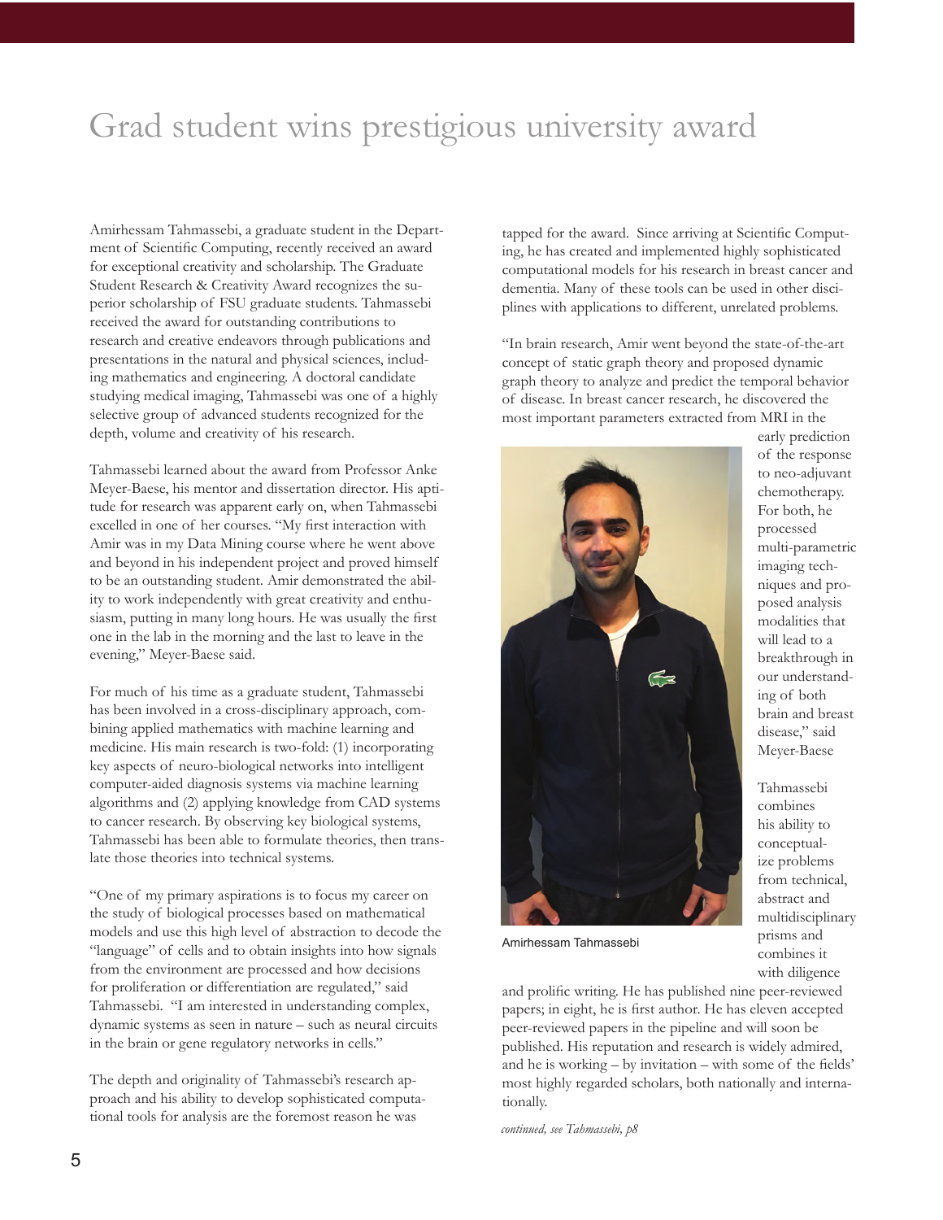# Grad student wins prestigious university award

Amirhessam Tahmassebi, a graduate student in the Department of Scientific Computing, recently received an award for exceptional creativity and scholarship. The Graduate Student Research & Creativity Award recognizes the superior scholarship of FSU graduate students. Tahmassebi received the award for outstanding contributions to research and creative endeavors through publications and presentations in the natural and physical sciences, including mathematics and engineering. A doctoral candidate studying medical imaging, Tahmassebi was one of a highly selective group of advanced students recognized for the depth, volume and creativity of his research.

Tahmassebi learned about the award from Professor Anke Meyer-Baese, his mentor and dissertation director. His aptitude for research was apparent early on, when Tahmassebi excelled in one of her courses. "My first interaction with Amir was in my Data Mining course where he went above and beyond in his independent project and proved himself to be an outstanding student. Amir demonstrated the ability to work independently with great creativity and enthusiasm, putting in many long hours. He was usually the first one in the lab in the morning and the last to leave in the evening," Meyer-Baese said.

For much of his time as a graduate student, Tahmassebi has been involved in a cross-disciplinary approach, combining applied mathematics with machine learning and medicine. His main research is two-fold: (1) incorporating key aspects of neuro-biological networks into intelligent computer-aided diagnosis systems via machine learning algorithms and (2) applying knowledge from CAD systems to cancer research. By observing key biological systems, Tahmassebi has been able to formulate theories, then translate those theories into technical systems.

"One of my primary aspirations is to focus my career on the study of biological processes based on mathematical models and use this high level of abstraction to decode the "language" of cells and to obtain insights into how signals from the environment are processed and how decisions for proliferation or differentiation are regulated," said Tahmassebi. "I am interested in understanding complex, dynamic systems as seen in nature – such as neural circuits in the brain or gene regulatory networks in cells."

The depth and originality of Tahmassebi's research approach and his ability to develop sophisticated computational tools for analysis are the foremost reason he was tapped for the award. Since arriving at Scientific Computing, he has created and implemented highly sophisticated computational models for his research in breast cancer and dementia. Many of these tools can be used in other disciplines with applications to different, unrelated problems.

"In brain research, Amir went beyond the state-of-the-art concept of static graph theory and proposed dynamic graph theory to analyze and predict the temporal behavior of disease. In breast cancer research, he discovered the most important parameters extracted from MRI in the early prediction of the response to neo-adjuvant chemotherapy. For both, he processed multi-parametric imaging techniques and proposed analysis modalities that will lead to a breakthrough in our understanding of both brain and breast disease," said Meyer-Baese

Amirhessam Tahmassebi

Tahmassebi combines his ability to conceptualize problems from technical, abstract and multidisciplinary prisms and combines it with diligence and prolific writing. He has published nine peer-reviewed papers; in eight, he is first author. He has eleven accepted peer-reviewed papers in the pipeline and will soon be published. His reputation and research is widely admired, and he is working – by invitation – with some of the fields' most highly regarded scholars, both nationally and internationally.

*continued, see Tahmassebi, p8*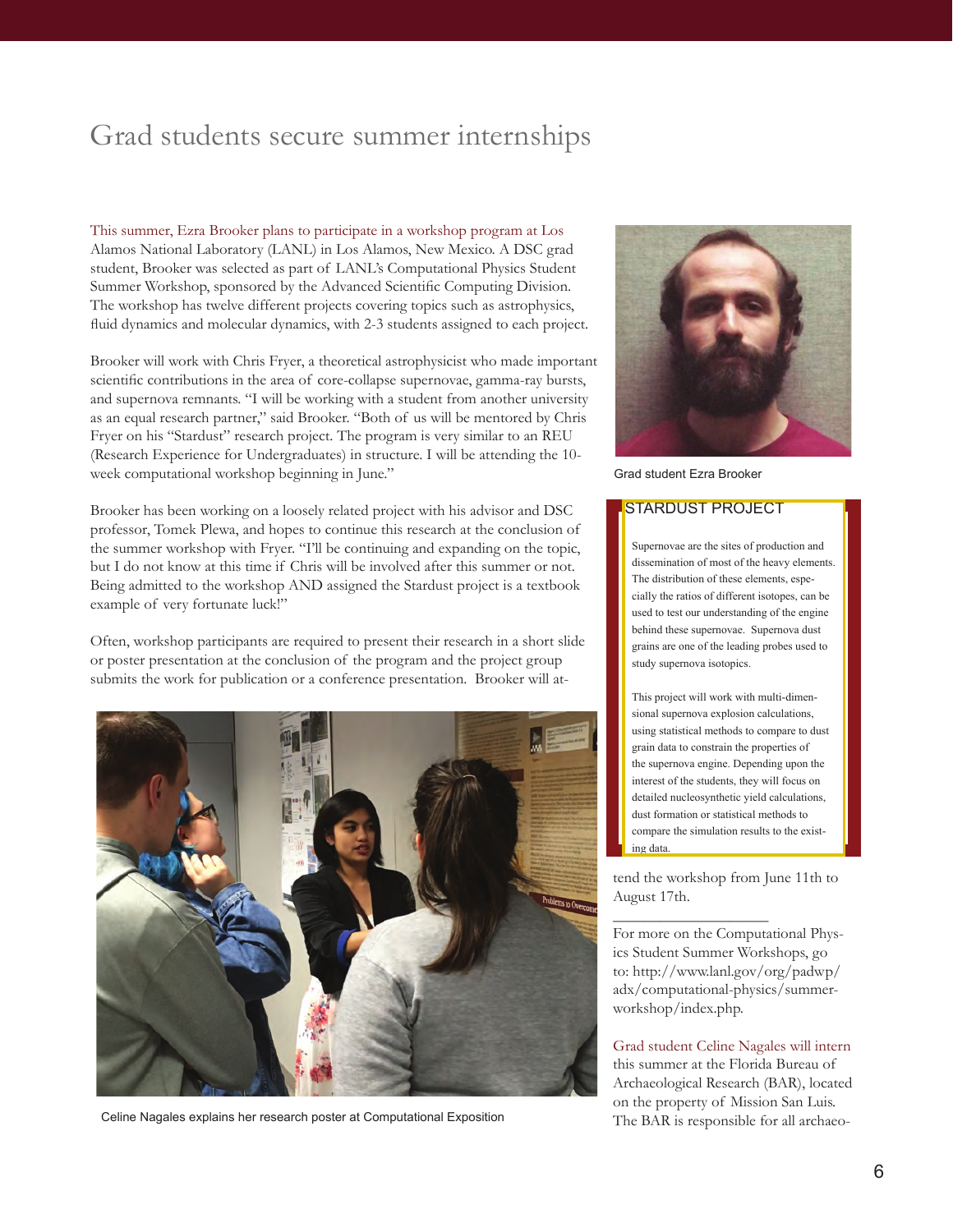# Grad students secure summer internships

This summer, Ezra Brooker plans to participate in a workshop program at Los Alamos National Laboratory (LANL) in Los Alamos, New Mexico. A DSC grad student, Brooker was selected as part of LANL's Computational Physics Student Summer Workshop, sponsored by the Advanced Scientific Computing Division. The workshop has twelve different projects covering topics such as astrophysics, fluid dynamics and molecular dynamics, with 2-3 students assigned to each project.

Brooker will work with Chris Fryer, a theoretical astrophysicist who made important scientific contributions in the area of core-collapse supernovae, gamma-ray bursts, and supernova remnants. "I will be working with a student from another university as an equal research partner," said Brooker. "Both of us will be mentored by Chris Fryer on his "Stardust" research project. The program is very similar to an REU (Research Experience for Undergraduates) in structure. I will be attending the 10-week computational workshop beginning in June."

Brooker has been working on a loosely related project with his advisor and DSC professor, Tomek Plewa, and hopes to continue this research at the conclusion of the summer workshop with Fryer. "I'll be continuing and expanding on the topic, but I do not know at this time if Chris will be involved after this summer or not. Being admitted to the workshop AND assigned the Stardust project is a textbook example of very fortunate luck!"

Often, workshop participants are required to present their research in a short slide or poster presentation at the conclusion of the program and the project group submits the work for publication or a conference presentation. Brooker will attend the workshop from June 11th to August 17th.

Grad student Ezra Brooker

Celine Nagales explains her research poster at Computational Exposition

## STARDUST PROJECT

Supernovae are the sites of production and dissemination of most of the heavy elements. The distribution of these elements, especially the ratios of different isotopes, can be used to test our understanding of the engine behind these supernovae. Supernova dust grains are one of the leading probes used to study supernova isotopics.

This project will work with multi-dimensional supernova explosion calculations, using statistical methods to compare to dust grain data to constrain the properties of the supernova engine. Depending upon the interest of the students, they will focus on detailed nucleosynthetic yield calculations, dust formation or statistical methods to compare the simulation results to the existing data.

---

For more on the Computational Physics Student Summer Workshops, go to: http://www.lanl.gov/org/padwp/adx/computational-physics/summer-workshop/index.php.

Grad student Celine Nagales will intern this summer at the Florida Bureau of Archaeological Research (BAR), located on the property of Mission San Luis. The BAR is responsible for all archaeo-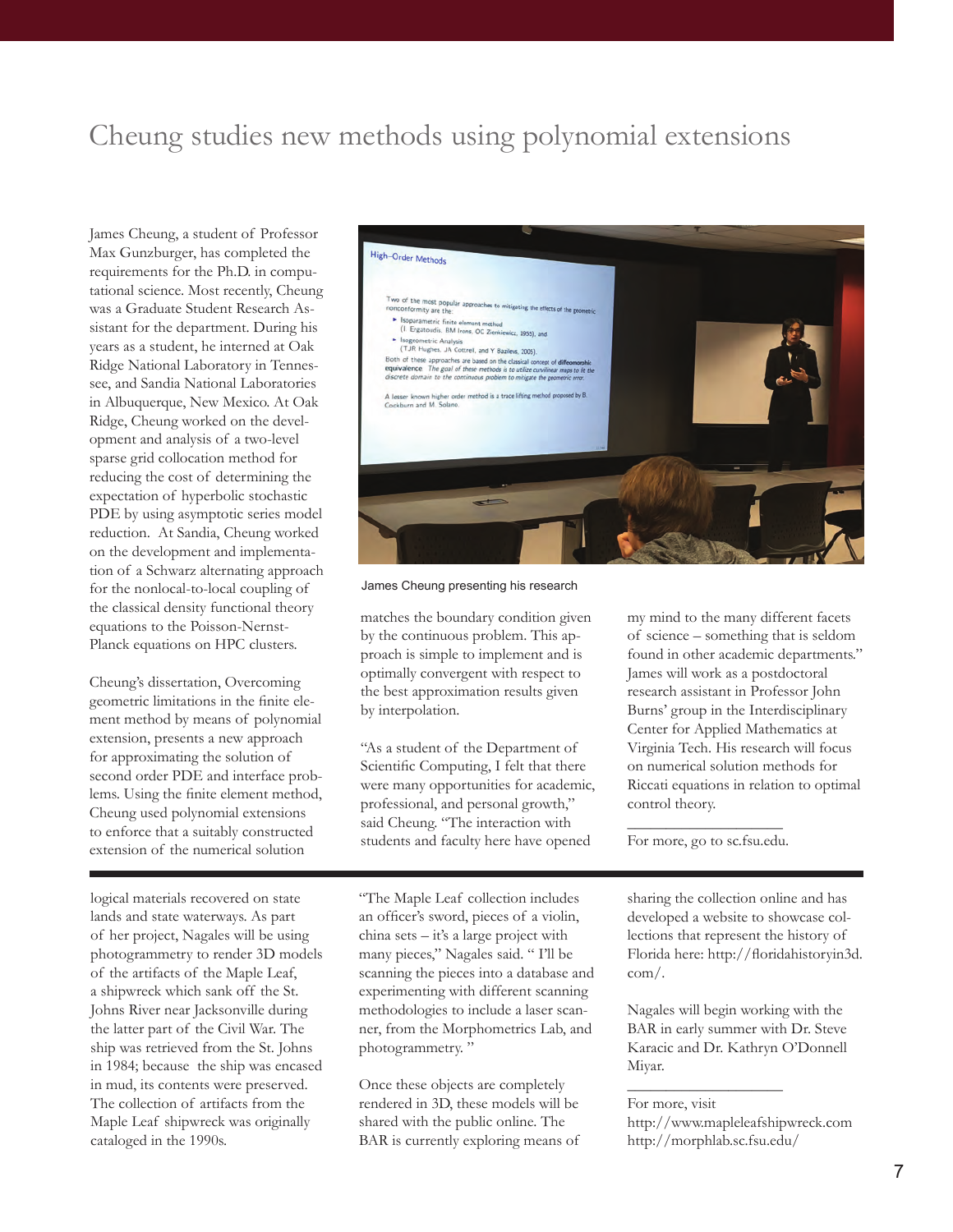# Cheung studies new methods using polynomial extensions

James Cheung, a student of Professor Max Gunzburger, has completed the requirements for the Ph.D. in computational science. Most recently, Cheung was a Graduate Student Research Assistant for the department. During his years as a student, he interned at Oak Ridge National Laboratory in Tennessee, and Sandia National Laboratories in Albuquerque, New Mexico. At Oak Ridge, Cheung worked on the development and analysis of a two-level sparse grid collocation method for reducing the cost of determining the expectation of hyperbolic stochastic PDE by using asymptotic series model reduction. At Sandia, Cheung worked on the development and implementation of a Schwarz alternating approach for the nonlocal-to-local coupling of the classical density functional theory equations to the Poisson-Nernst-Planck equations on HPC clusters.

Cheung's dissertation, Overcoming geometric limitations in the finite element method by means of polynomial extension, presents a new approach for approximating the solution of second order PDE and interface problems. Using the finite element method, Cheung used polynomial extensions to enforce that a suitably constructed extension of the numerical solution matches the boundary condition given by the continuous problem. This approach is simple to implement and is optimally convergent with respect to the best approximation results given by interpolation.

James Cheung presenting his research

"As a student of the Department of Scientific Computing, I felt that there were many opportunities for academic, professional, and personal growth," said Cheung. "The interaction with students and faculty here have opened my mind to the many different facets of science – something that is seldom found in other academic departments." James will work as a postdoctoral research assistant in Professor John Burns' group in the Interdisciplinary Center for Applied Mathematics at Virginia Tech. His research will focus on numerical solution methods for Riccati equations in relation to optimal control theory.

For more, go to sc.fsu.edu.

---

logical materials recovered on state lands and state waterways. As part of her project, Nagales will be using photogrammetry to render 3D models of the artifacts of the Maple Leaf, a shipwreck which sank off the St. Johns River near Jacksonville during the latter part of the Civil War. The ship was retrieved from the St. Johns in 1984; because the ship was encased in mud, its contents were preserved. The collection of artifacts from the Maple Leaf shipwreck was originally cataloged in the 1990s.

"The Maple Leaf collection includes an officer's sword, pieces of a violin, china sets – it's a large project with many pieces," Nagales said. " I'll be scanning the pieces into a database and experimenting with different scanning methodologies to include a laser scanner, from the Morphometrics Lab, and photogrammetry. "

Once these objects are completely rendered in 3D, these models will be shared with the public online. The BAR is currently exploring means of sharing the collection online and has developed a website to showcase collections that represent the history of Florida here: http://floridahistoryin3d.com/.

Nagales will begin working with the BAR in early summer with Dr. Steve Karacic and Dr. Kathryn O'Donnell Miyar.

For more, visit
http://www.mapleleafshipwreck.com
http://morphlab.sc.fsu.edu/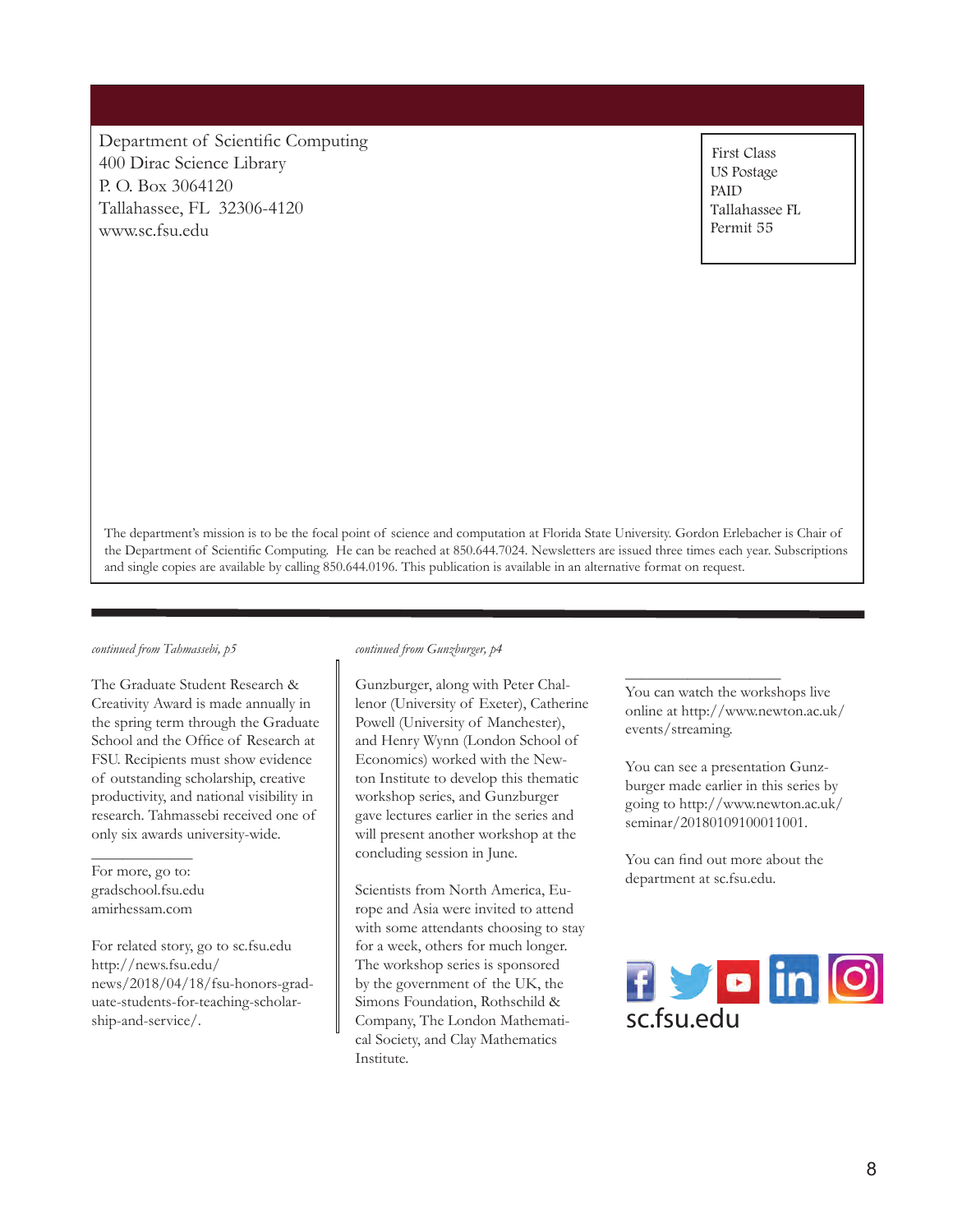Department of Scientific Computing
400 Dirac Science Library
P. O. Box 3064120
Tallahassee, FL 32306-4120
www.sc.fsu.edu

First Class
US Postage
PAID
Tallahassee FL
Permit 55

The department's mission is to be the focal point of science and computation at Florida State University. Gordon Erlebacher is Chair of the Department of Scientific Computing. He can be reached at 850.644.7024. Newsletters are issued three times each year. Subscriptions and single copies are available by calling 850.644.0196. This publication is available in an alternative format on request.

---

*continued from Tahmassebi, p5*

The Graduate Student Research & Creativity Award is made annually in the spring term through the Graduate School and the Office of Research at FSU. Recipients must show evidence of outstanding scholarship, creative productivity, and national visibility in research. Tahmassebi received one of only six awards university-wide.

For more, go to:
gradschool.fsu.edu
amirhessam.com

For related story, go to sc.fsu.edu
http://news.fsu.edu/news/2018/04/18/fsu-honors-graduate-students-for-teaching-scholarship-and-service/.

*continued from Gunzburger, p4*

Gunzburger, along with Peter Challenor (University of Exeter), Catherine Powell (University of Manchester), and Henry Wynn (London School of Economics) worked with the Newton Institute to develop this thematic workshop series, and Gunzburger gave lectures earlier in the series and will present another workshop at the concluding session in June.

Scientists from North America, Europe and Asia were invited to attend with some attendants choosing to stay for a week, others for much longer. The workshop series is sponsored by the government of the UK, the Simons Foundation, Rothschild & Company, The London Mathematical Society, and Clay Mathematics Institute.

You can watch the workshops live online at http://www.newton.ac.uk/events/streaming.

You can see a presentation Gunzburger made earlier in this series by going to http://www.newton.ac.uk/seminar/20180109100011001.

You can find out more about the department at sc.fsu.edu.

sc.fsu.edu